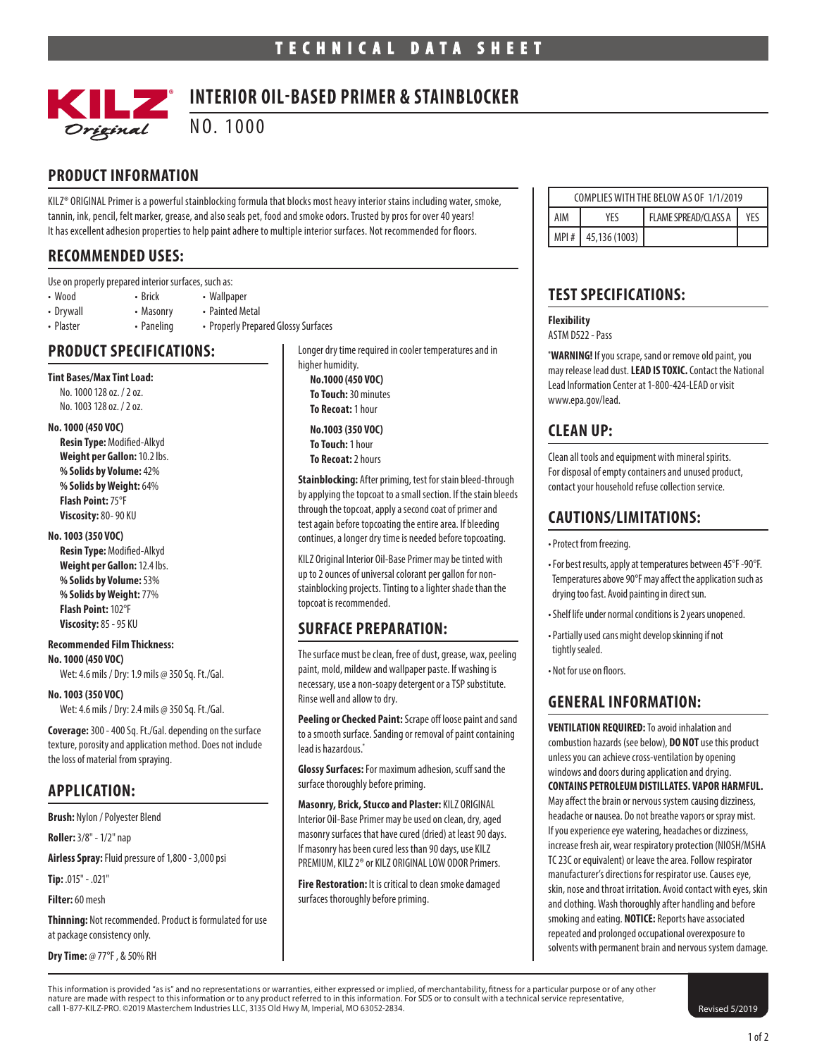# TECHNICAL DATA SHEET

# INTERIOR OIL-BASED PRIMER & STAINBLOCKER

NO. 1000

## PRODUCT INFORMATION

KILZ® ORIGINAL Primer is a powerful stainblocking formula that blocks most heavy interior stains including water, smoke, tannin, ink, pencil, felt marker, grease, and also seals pet, food and smoke odors. Trusted by pros for over 40 years! It has excellent adhesion properties to help paint adhere to multiple interior surfaces. Not recommended for floors.

## RECOMMENDED USES:

Use on properly prepared interior surfaces, such as:

- Wood
- Drywall
- Plaster
- Brick
- Masonry
- Paneling
- Wallpaper
- Painted Metal
- Properly Prepared Glossy Surfaces

## PRODUCT SPECIFICATIONS:

**Tint Bases/Max Tint Load:**
No. 1000 128 oz. / 2 oz.
No. 1003 128 oz. / 2 oz.

**No. 1000 (450 VOC)**
**Resin Type:** Modified-Alkyd
**Weight per Gallon:** 10.2 lbs.
**% Solids by Volume:** 42%
**% Solids by Weight:** 64%
**Flash Point:** 75°F
**Viscosity:** 80- 90 KU

**No. 1003 (350 VOC)**
**Resin Type:** Modified-Alkyd
**Weight per Gallon:** 12.4 lbs.
**% Solids by Volume:** 53%
**% Solids by Weight:** 77%
**Flash Point:** 102°F
**Viscosity:** 85 - 95 KU

**Recommended Film Thickness:**
**No. 1000 (450 VOC)**
Wet: 4.6 mils / Dry: 1.9 mils @ 350 Sq. Ft./Gal.

**No. 1003 (350 VOC)**
Wet: 4.6 mils / Dry: 2.4 mils @ 350 Sq. Ft./Gal.

**Coverage:** 300 - 400 Sq. Ft./Gal. depending on the surface texture, porosity and application method. Does not include the loss of material from spraying.

## APPLICATION:

**Brush:** Nylon / Polyester Blend

**Roller:** 3/8" - 1/2" nap

**Airless Spray:** Fluid pressure of 1,800 - 3,000 psi

**Tip:** .015" - .021"

**Filter:** 60 mesh

**Thinning:** Not recommended. Product is formulated for use at package consistency only.

**Dry Time:** @ 77°F , & 50% RH

Longer dry time required in cooler temperatures and in higher humidity.

**No.1000 (450 VOC)**
**To Touch:** 30 minutes
**To Recoat:** 1 hour

**No.1003 (350 VOC)**
**To Touch:** 1 hour
**To Recoat:** 2 hours

**Stainblocking:** After priming, test for stain bleed-through by applying the topcoat to a small section. If the stain bleeds through the topcoat, apply a second coat of primer and test again before topcoating the entire area. If bleeding continues, a longer dry time is needed before topcoating.

KILZ Original Interior Oil-Base Primer may be tinted with up to 2 ounces of universal colorant per gallon for non-stainblocking projects. Tinting to a lighter shade than the topcoat is recommended.

## SURFACE PREPARATION:

The surface must be clean, free of dust, grease, wax, peeling paint, mold, mildew and wallpaper paste. If washing is necessary, use a non-soapy detergent or a TSP substitute. Rinse well and allow to dry.

**Peeling or Checked Paint:** Scrape off loose paint and sand to a smooth surface. Sanding or removal of paint containing lead is hazardous.*

**Glossy Surfaces:** For maximum adhesion, scuff sand the surface thoroughly before priming.

**Masonry, Brick, Stucco and Plaster:** KILZ ORIGINAL Interior Oil-Base Primer may be used on clean, dry, aged masonry surfaces that have cured (dried) at least 90 days. If masonry has been cured less than 90 days, use KILZ PREMIUM, KILZ 2® or KILZ ORIGINAL LOW ODOR Primers.

**Fire Restoration:** It is critical to clean smoke damaged surfaces thoroughly before priming.

| COMPLIES WITH THE BELOW AS OF 1/1/2019 | | | |
|---|---|---|---|
| AIM | YES | FLAME SPREAD/CLASS A | YES |
| MPI # | 45,136 (1003) | | |

## TEST SPECIFICATIONS:

**Flexibility**
ASTM D522 - Pass

***WARNING!** If you scrape, sand or remove old paint, you may release lead dust. **LEAD IS TOXIC.** Contact the National Lead Information Center at 1-800-424-LEAD or visit www.epa.gov/lead.

## CLEAN UP:

Clean all tools and equipment with mineral spirits. For disposal of empty containers and unused product, contact your household refuse collection service.

## CAUTIONS/LIMITATIONS:

- Protect from freezing.
- For best results, apply at temperatures between 45°F -90°F. Temperatures above 90°F may affect the application such as drying too fast. Avoid painting in direct sun.
- Shelf life under normal conditions is 2 years unopened.
- Partially used cans might develop skinning if not tightly sealed.
- Not for use on floors.

## GENERAL INFORMATION:

**VENTILATION REQUIRED:** To avoid inhalation and combustion hazards (see below), **DO NOT** use this product unless you can achieve cross-ventilation by opening windows and doors during application and drying.
**CONTAINS PETROLEUM DISTILLATES. VAPOR HARMFUL.** May affect the brain or nervous system causing dizziness, headache or nausea. Do not breathe vapors or spray mist. If you experience eye watering, headaches or dizziness, increase fresh air, wear respiratory protection (NIOSH/MSHA TC 23C or equivalent) or leave the area. Follow respirator manufacturer's directions for respirator use. Causes eye, skin, nose and throat irritation. Avoid contact with eyes, skin and clothing. Wash thoroughly after handling and before smoking and eating. **NOTICE:** Reports have associated repeated and prolonged occupational overexposure to solvents with permanent brain and nervous system damage.

This information is provided "as is" and no representations or warranties, either expressed or implied, of merchantability, fitness for a particular purpose or of any other nature are made with respect to this information or to any product referred to in this information. For SDS or to consult with a technical service representative, call 1-877-KILZ-PRO. ©2019 Masterchem Industries LLC, 3135 Old Hwy M, Imperial, MO 63052-2834.

Revised 5/2019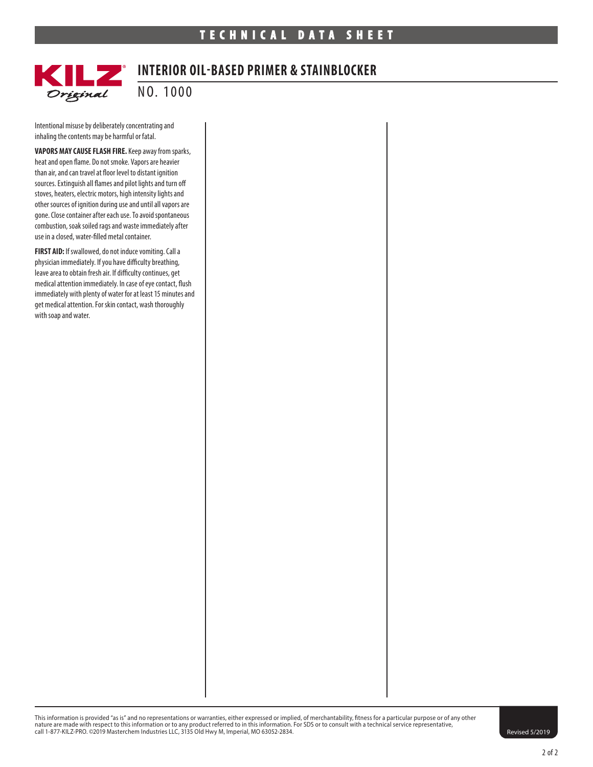# INTERIOR OIL-BASED PRIMER & STAINBLOCKER

NO. 1000

Intentional misuse by deliberately concentrating and inhaling the contents may be harmful or fatal.

**VAPORS MAY CAUSE FLASH FIRE.** Keep away from sparks, heat and open flame. Do not smoke. Vapors are heavier than air, and can travel at floor level to distant ignition sources. Extinguish all flames and pilot lights and turn off stoves, heaters, electric motors, high intensity lights and other sources of ignition during use and until all vapors are gone. Close container after each use. To avoid spontaneous combustion, soak soiled rags and waste immediately after use in a closed, water-filled metal container.

**FIRST AID:** If swallowed, do not induce vomiting. Call a physician immediately. If you have difficulty breathing, leave area to obtain fresh air. If difficulty continues, get medical attention immediately. In case of eye contact, flush immediately with plenty of water for at least 15 minutes and get medical attention. For skin contact, wash thoroughly with soap and water.

This information is provided "as is" and no representations or warranties, either expressed or implied, of merchantability, fitness for a particular purpose or of any other nature are made with respect to this information or to any product referred to in this information. For SDS or to consult with a technical service representative, call 1-877-KILZ-PRO. ©2019 Masterchem Industries LLC, 3135 Old Hwy M, Imperial, MO 63052-2834.

Revised 5/2019